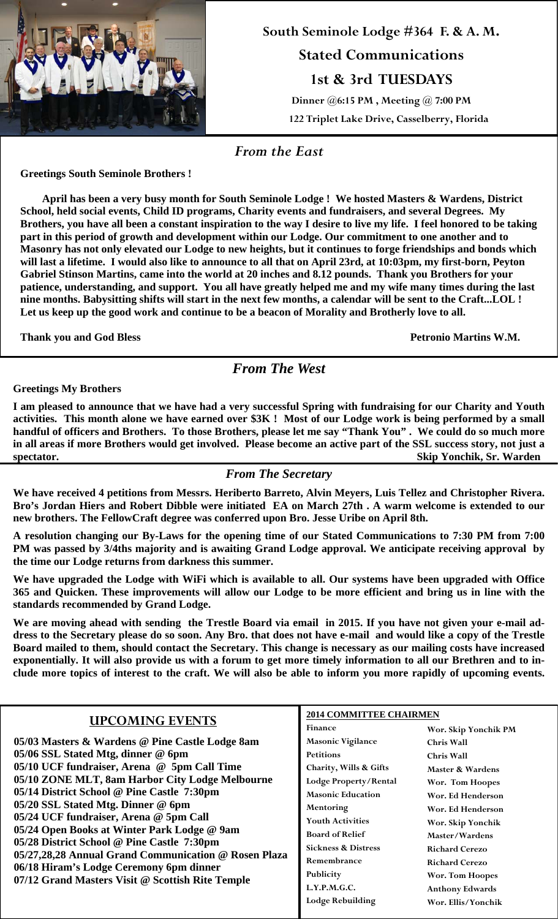# South Seminole Lodge #364 F. & A. M.

## Stated Communications

## 1st & 3rd TUESDAYS

**Dinner @6:15 PM , Meeting @ 7:00 PM**

**122 Triplet Lake Drive, Casselberry, Florida**

## *From the East*

**Greetings South Seminole Brothers !**

**April has been a very busy month for South Seminole Lodge ! We hosted Masters & Wardens, District School, held social events, Child ID programs, Charity events and fundraisers, and several Degrees. My Brothers, you have all been a constant inspiration to the way I desire to live my life. I feel honored to be taking part in this period of growth and development within our Lodge. Our commitment to one another and to Masonry has not only elevated our Lodge to new heights, but it continues to forge friendships and bonds which will last a lifetime. I would also like to announce to all that on April 23rd, at 10:03pm, my first-born, Peyton Gabriel Stinson Martins, came into the world at 20 inches and 8.12 pounds. Thank you Brothers for your patience, understanding, and support. You all have greatly helped me and my wife many times during the last nine months. Babysitting shifts will start in the next few months, a calendar will be sent to the Craft...LOL ! Let us keep up the good work and continue to be a beacon of Morality and Brotherly love to all.**

**Thank you and God Bless** **Petronio Martins W.M.**

## *From The West*

**Greetings My Brothers**

**I am pleased to announce that we have had a very successful Spring with fundraising for our Charity and Youth activities. This month alone we have earned over $3K ! Most of our Lodge work is being performed by a small handful of officers and Brothers. To those Brothers, please let me say "Thank You" . We could do so much more in all areas if more Brothers would get involved. Please become an active part of the SSL success story, not just a spectator.** **Skip Yonchik, Sr. Warden**

## *From The Secretary*

**We have received 4 petitions from Messrs. Heriberto Barreto, Alvin Meyers, Luis Tellez and Christopher Rivera. Bro's Jordan Hiers and Robert Dibble were initiated EA on March 27th . A warm welcome is extended to our new brothers. The FellowCraft degree was conferred upon Bro. Jesse Uribe on April 8th.**

**A resolution changing our By-Laws for the opening time of our Stated Communications to 7:30 PM from 7:00 PM was passed by 3/4ths majority and is awaiting Grand Lodge approval. We anticipate receiving approval by the time our Lodge returns from darkness this summer.**

**We have upgraded the Lodge with WiFi which is available to all. Our systems have been upgraded with Office 365 and Quicken. These improvements will allow our Lodge to be more efficient and bring us in line with the standards recommended by Grand Lodge.**

**We are moving ahead with sending the Trestle Board via email in 2015. If you have not given your e-mail address to the Secretary please do so soon. Any Bro. that does not have e-mail and would like a copy of the Trestle Board mailed to them, should contact the Secretary. This change is necessary as our mailing costs have increased exponentially. It will also provide us with a forum to get more timely information to all our Brethren and to include more topics of interest to the craft. We will also be able to inform you more rapidly of upcoming events.**

## UPCOMING EVENTS

**05/03 Masters & Wardens @ Pine Castle Lodge 8am**
**05/06 SSL Stated Mtg, dinner @ 6pm**
**05/10 UCF fundraiser, Arena @ 5pm Call Time**
**05/10 ZONE MLT, 8am Harbor City Lodge Melbourne**
**05/14 District School @ Pine Castle 7:30pm**
**05/20 SSL Stated Mtg. Dinner @ 6pm**
**05/24 UCF fundraiser, Arena @ 5pm Call**
**05/24 Open Books at Winter Park Lodge @ 9am**
**05/28 District School @ Pine Castle 7:30pm**
**05/27,28,28 Annual Grand Communication @ Rosen Plaza**
**06/18 Hiram's Lodge Ceremony 6pm dinner**
**07/12 Grand Masters Visit @ Scottish Rite Temple**

**2014 COMMITTEE CHAIRMEN**

| | |
|---|---|
| Finance | Wor. Skip Yonchik PM |
| Masonic Vigilance | Chris Wall |
| Petitions | Chris Wall |
| Charity, Wills & Gifts | Master & Wardens |
| Lodge Property/Rental | Wor. Tom Hoopes |
| Masonic Education | Wor. Ed Henderson |
| Mentoring | Wor. Ed Henderson |
| Youth Activities | Wor. Skip Yonchik |
| Board of Relief | Master/Wardens |
| Sickness & Distress | Richard Cerezo |
| Remembrance | Richard Cerezo |
| Publicity | Wor. Tom Hoopes |
| L.Y.P.M.G.C. | Anthony Edwards |
| Lodge Rebuilding | Wor. Ellis/Yonchik |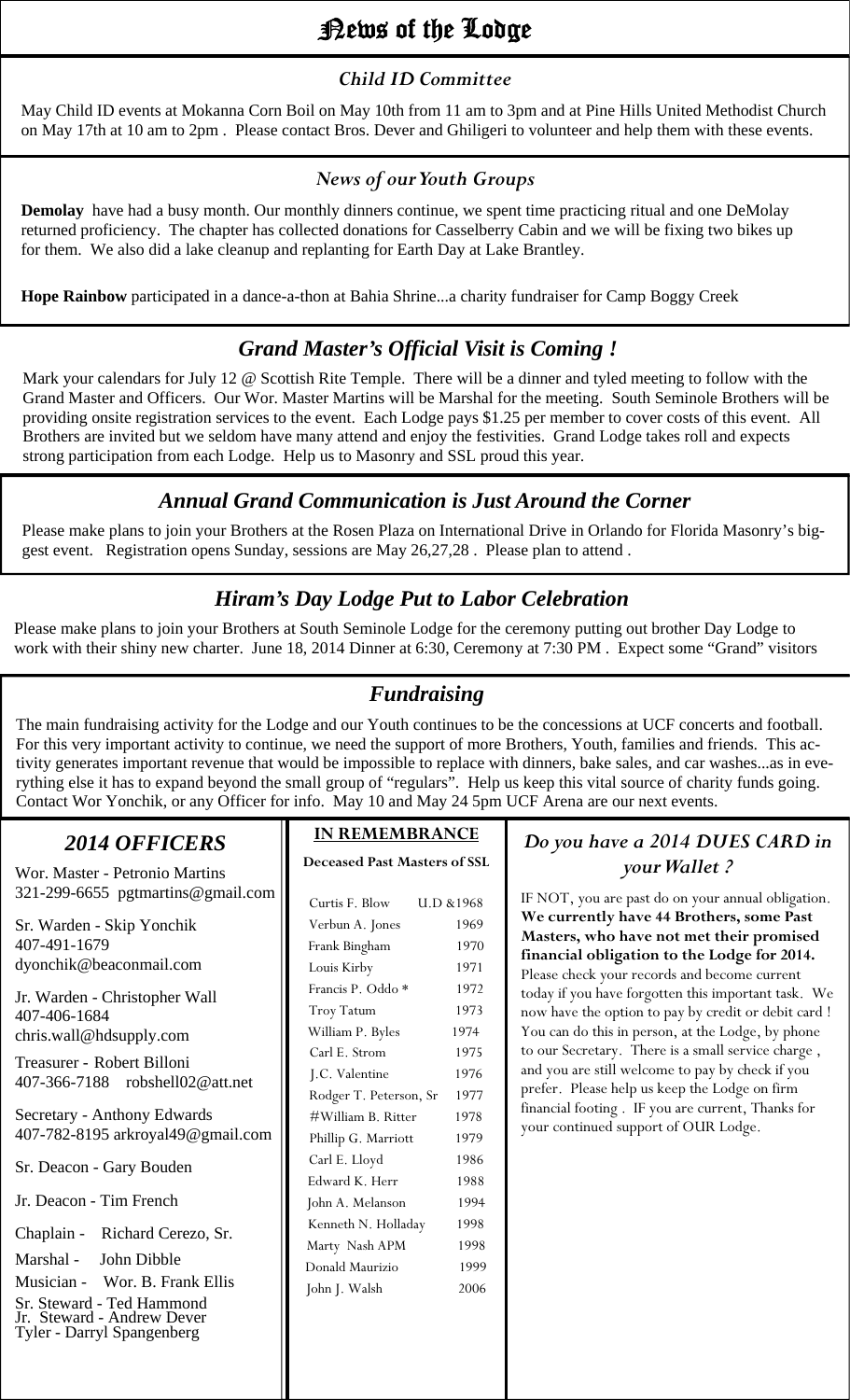# News of the Lodge

## Child ID Committee

May Child ID events at Mokanna Corn Boil on May 10th from 11 am to 3pm and at Pine Hills United Methodist Church on May 17th at 10 am to 2pm . Please contact Bros. Dever and Ghiligeri to volunteer and help them with these events.

## News of our Youth Groups

**Demolay** have had a busy month. Our monthly dinners continue, we spent time practicing ritual and one DeMolay returned proficiency. The chapter has collected donations for Casselberry Cabin and we will be fixing two bikes up for them. We also did a lake cleanup and replanting for Earth Day at Lake Brantley.

**Hope Rainbow** participated in a dance-a-thon at Bahia Shrine...a charity fundraiser for Camp Boggy Creek

## Grand Master's Official Visit is Coming !

Mark your calendars for July 12 @ Scottish Rite Temple. There will be a dinner and tyled meeting to follow with the Grand Master and Officers. Our Wor. Master Martins will be Marshal for the meeting. South Seminole Brothers will be providing onsite registration services to the event. Each Lodge pays $1.25 per member to cover costs of this event. All Brothers are invited but we seldom have many attend and enjoy the festivities. Grand Lodge takes roll and expects strong participation from each Lodge. Help us to Masonry and SSL proud this year.

## Annual Grand Communication is Just Around the Corner

Please make plans to join your Brothers at the Rosen Plaza on International Drive in Orlando for Florida Masonry's biggest event. Registration opens Sunday, sessions are May 26,27,28 . Please plan to attend .

## Hiram's Day Lodge Put to Labor Celebration

Please make plans to join your Brothers at South Seminole Lodge for the ceremony putting out brother Day Lodge to work with their shiny new charter. June 18, 2014 Dinner at 6:30, Ceremony at 7:30 PM . Expect some "Grand" visitors

## Fundraising

The main fundraising activity for the Lodge and our Youth continues to be the concessions at UCF concerts and football. For this very important activity to continue, we need the support of more Brothers, Youth, families and friends. This activity generates important revenue that would be impossible to replace with dinners, bake sales, and car washes...as in everything else it has to expand beyond the small group of "regulars". Help us keep this vital source of charity funds going. Contact Wor Yonchik, or any Officer for info. May 10 and May 24 5pm UCF Arena are our next events.

## 2014 OFFICERS

Wor. Master - Petronio Martins
321-299-6655 pgtmartins@gmail.com

Sr. Warden - Skip Yonchik
407-491-1679
dyonchik@beaconmail.com

Jr. Warden - Christopher Wall
407-406-1684
chris.wall@hdsupply.com

Treasurer - Robert Billoni
407-366-7188 robshell02@att.net

Secretary - Anthony Edwards
407-782-8195 arkroyal49@gmail.com

Sr. Deacon - Gary Bouden

Jr. Deacon - Tim French

Chaplain - Richard Cerezo, Sr.

Marshal - John Dibble

Musician - Wor. B. Frank Ellis

Sr. Steward - Ted Hammond

Jr. Steward - Andrew Dever

Tyler - Darryl Spangenberg

## IN REMEMBRANCE

**Deceased Past Masters of SSL**

| | |
|---|---|
| Curtis F. Blow | U.D &1968 |
| Verbun A. Jones | 1969 |
| Frank Bingham | 1970 |
| Louis Kirby | 1971 |
| Francis P. Oddo * | 1972 |
| Troy Tatum | 1973 |
| William P. Byles | 1974 |
| Carl E. Strom | 1975 |
| J.C. Valentine | 1976 |
| Rodger T. Peterson, Sr | 1977 |
| #William B. Ritter | 1978 |
| Phillip G. Marriott | 1979 |
| Carl E. Lloyd | 1986 |
| Edward K. Herr | 1988 |
| John A. Melanson | 1994 |
| Kenneth N. Holladay | 1998 |
| Marty Nash APM | 1998 |
| Donald Maurizio | 1999 |
| John J. Walsh | 2006 |

## Do you have a 2014 DUES CARD in your Wallet ?

IF NOT, you are past do on your annual obligation. **We currently have 44 Brothers, some Past Masters, who have not met their promised financial obligation to the Lodge for 2014.** Please check your records and become current today if you have forgotten this important task. We now have the option to pay by credit or debit card ! You can do this in person, at the Lodge, by phone to our Secretary. There is a small service charge , and you are still welcome to pay by check if you prefer. Please help us keep the Lodge on firm financial footing . IF you are current, Thanks for your continued support of OUR Lodge.